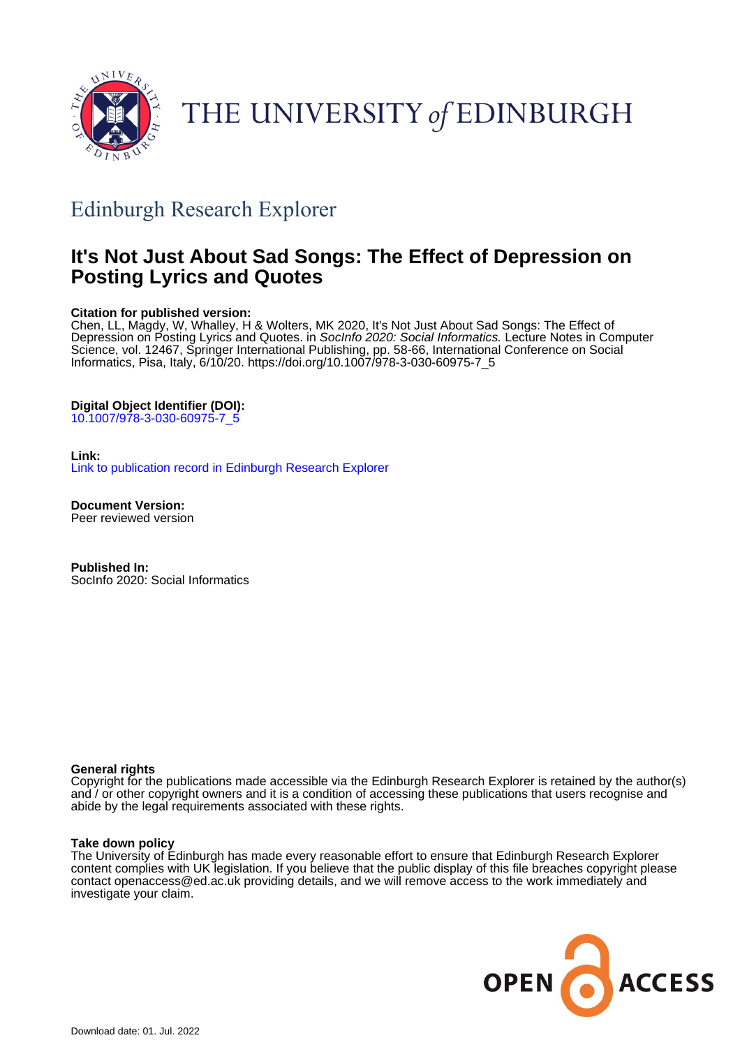THE UNIVERSITY *of* EDINBURGH

## Edinburgh Research Explorer

# It's Not Just About Sad Songs: The Effect of Depression on Posting Lyrics and Quotes

**Citation for published version:**
Chen, LL, Magdy, W, Whalley, H & Wolters, MK 2020, It's Not Just About Sad Songs: The Effect of Depression on Posting Lyrics and Quotes. in *SocInfo 2020: Social Informatics.* Lecture Notes in Computer Science, vol. 12467, Springer International Publishing, pp. 58-66, International Conference on Social Informatics, Pisa, Italy, 6/10/20. https://doi.org/10.1007/978-3-030-60975-7_5

**Digital Object Identifier (DOI):**
10.1007/978-3-030-60975-7_5

**Link:**
Link to publication record in Edinburgh Research Explorer

**Document Version:**
Peer reviewed version

**Published In:**
SocInfo 2020: Social Informatics

**General rights**
Copyright for the publications made accessible via the Edinburgh Research Explorer is retained by the author(s) and / or other copyright owners and it is a condition of accessing these publications that users recognise and abide by the legal requirements associated with these rights.

**Take down policy**
The University of Edinburgh has made every reasonable effort to ensure that Edinburgh Research Explorer content complies with UK legislation. If you believe that the public display of this file breaches copyright please contact openaccess@ed.ac.uk providing details, and we will remove access to the work immediately and investigate your claim.

OPEN ACCESS

Download date: 01. Jul. 2022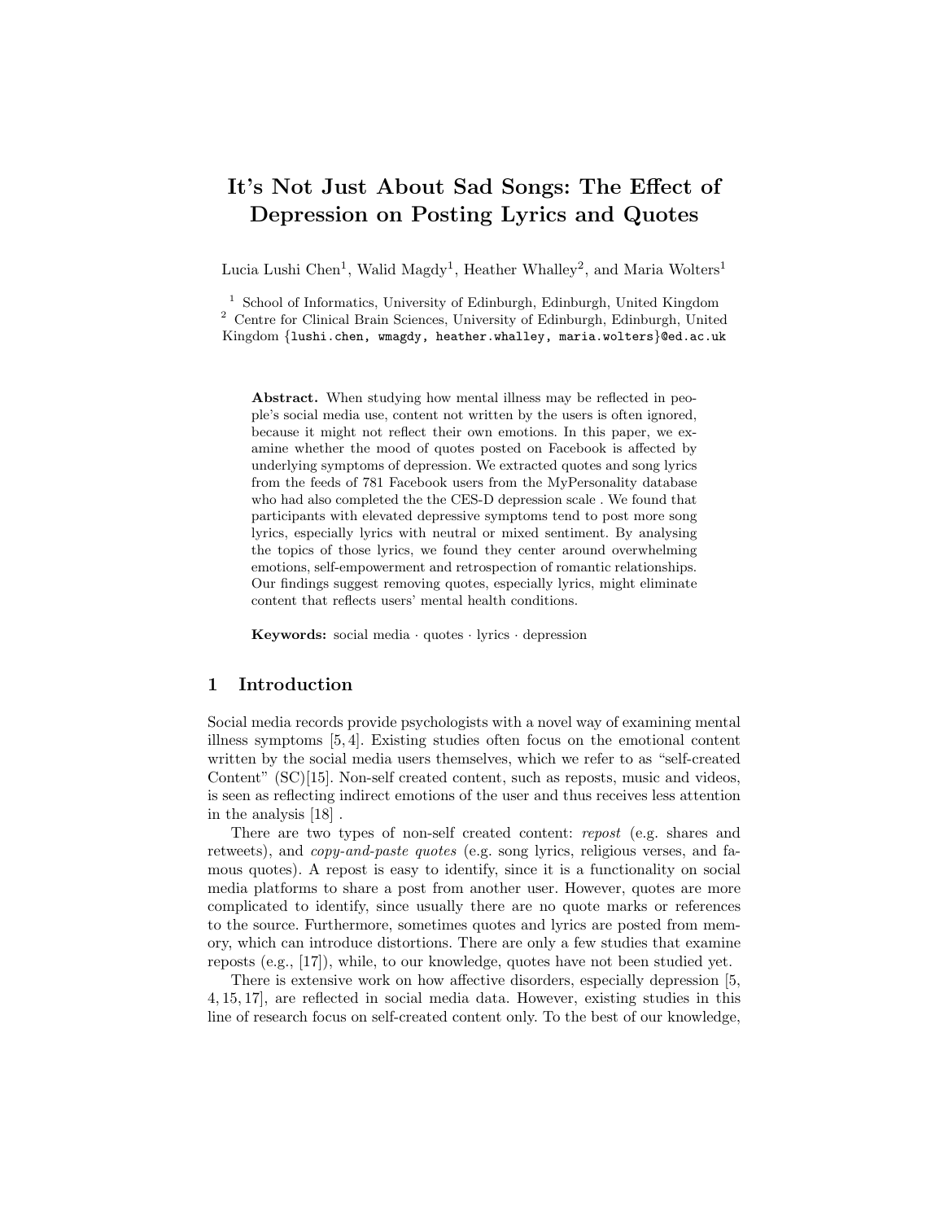# It's Not Just About Sad Songs: The Effect of Depression on Posting Lyrics and Quotes

Lucia Lushi Chen[1], Walid Magdy[1], Heather Whalley[2], and Maria Wolters[1]

[1] School of Informatics, University of Edinburgh, Edinburgh, United Kingdom
[2] Centre for Clinical Brain Sciences, University of Edinburgh, Edinburgh, United Kingdom {lushi.chen, wmagdy, heather.whalley, maria.wolters}@ed.ac.uk

**Abstract.** When studying how mental illness may be reflected in people's social media use, content not written by the users is often ignored, because it might not reflect their own emotions. In this paper, we examine whether the mood of quotes posted on Facebook is affected by underlying symptoms of depression. We extracted quotes and song lyrics from the feeds of 781 Facebook users from the MyPersonality database who had also completed the the CES-D depression scale . We found that participants with elevated depressive symptoms tend to post more song lyrics, especially lyrics with neutral or mixed sentiment. By analysing the topics of those lyrics, we found they center around overwhelming emotions, self-empowerment and retrospection of romantic relationships. Our findings suggest removing quotes, especially lyrics, might eliminate content that reflects users' mental health conditions.

**Keywords:** social media · quotes · lyrics · depression

## 1 Introduction

Social media records provide psychologists with a novel way of examining mental illness symptoms [5, 4]. Existing studies often focus on the emotional content written by the social media users themselves, which we refer to as "self-created Content" (SC)[15]. Non-self created content, such as reposts, music and videos, is seen as reflecting indirect emotions of the user and thus receives less attention in the analysis [18] .

There are two types of non-self created content: *repost* (e.g. shares and retweets), and *copy-and-paste quotes* (e.g. song lyrics, religious verses, and famous quotes). A repost is easy to identify, since it is a functionality on social media platforms to share a post from another user. However, quotes are more complicated to identify, since usually there are no quote marks or references to the source. Furthermore, sometimes quotes and lyrics are posted from memory, which can introduce distortions. There are only a few studies that examine reposts (e.g., [17]), while, to our knowledge, quotes have not been studied yet.

There is extensive work on how affective disorders, especially depression [5, 4, 15, 17], are reflected in social media data. However, existing studies in this line of research focus on self-created content only. To the best of our knowledge,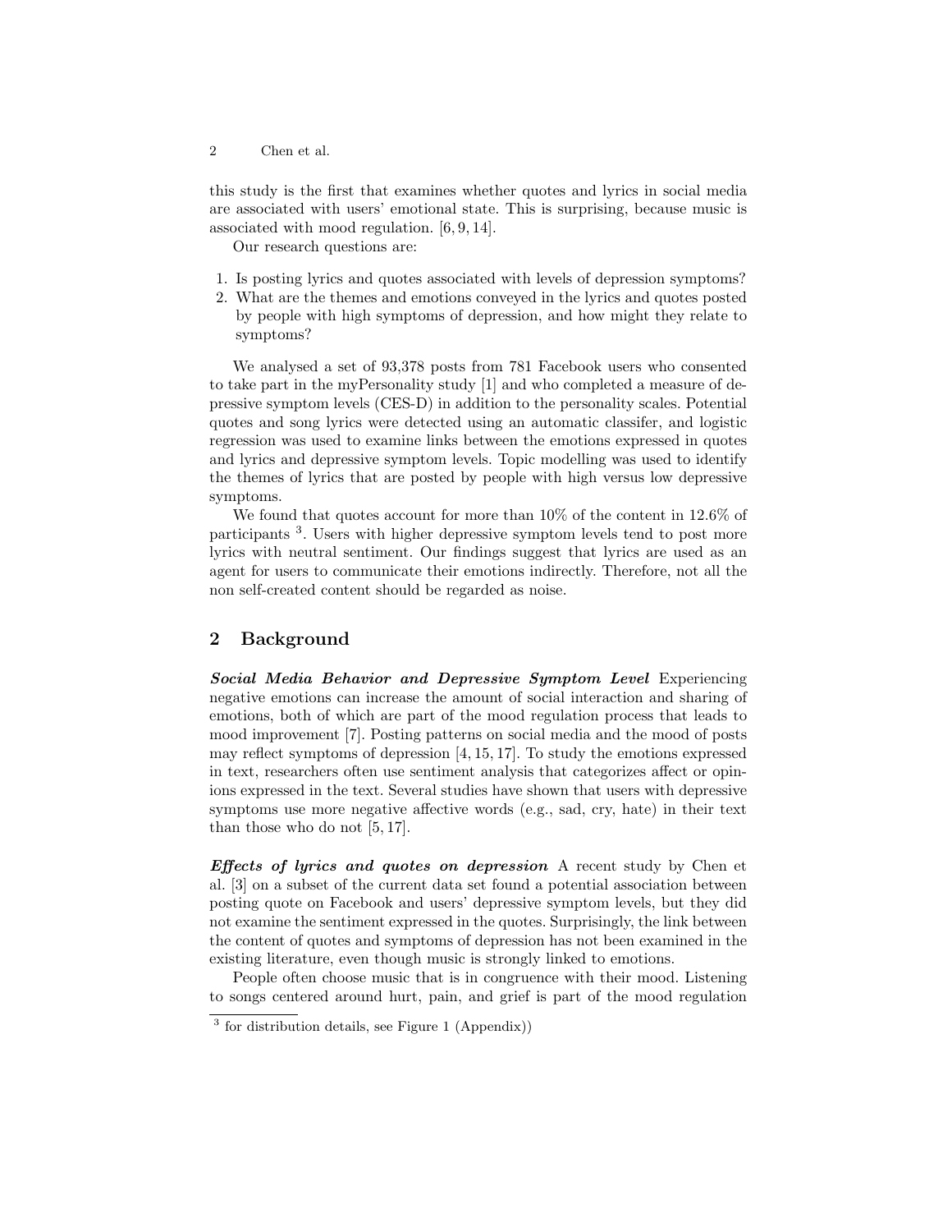this study is the first that examines whether quotes and lyrics in social media are associated with users' emotional state. This is surprising, because music is associated with mood regulation. [6, 9, 14].

Our research questions are:

1. Is posting lyrics and quotes associated with levels of depression symptoms?
2. What are the themes and emotions conveyed in the lyrics and quotes posted by people with high symptoms of depression, and how might they relate to symptoms?

We analysed a set of 93,378 posts from 781 Facebook users who consented to take part in the myPersonality study [1] and who completed a measure of depressive symptom levels (CES-D) in addition to the personality scales. Potential quotes and song lyrics were detected using an automatic classifer, and logistic regression was used to examine links between the emotions expressed in quotes and lyrics and depressive symptom levels. Topic modelling was used to identify the themes of lyrics that are posted by people with high versus low depressive symptoms.

We found that quotes account for more than 10% of the content in 12.6% of participants [3]. Users with higher depressive symptom levels tend to post more lyrics with neutral sentiment. Our findings suggest that lyrics are used as an agent for users to communicate their emotions indirectly. Therefore, not all the non self-created content should be regarded as noise.

## 2 Background

***Social Media Behavior and Depressive Symptom Level*** Experiencing negative emotions can increase the amount of social interaction and sharing of emotions, both of which are part of the mood regulation process that leads to mood improvement [7]. Posting patterns on social media and the mood of posts may reflect symptoms of depression [4, 15, 17]. To study the emotions expressed in text, researchers often use sentiment analysis that categorizes affect or opinions expressed in the text. Several studies have shown that users with depressive symptoms use more negative affective words (e.g., sad, cry, hate) in their text than those who do not [5, 17].

***Effects of lyrics and quotes on depression*** A recent study by Chen et al. [3] on a subset of the current data set found a potential association between posting quote on Facebook and users' depressive symptom levels, but they did not examine the sentiment expressed in the quotes. Surprisingly, the link between the content of quotes and symptoms of depression has not been examined in the existing literature, even though music is strongly linked to emotions.

People often choose music that is in congruence with their mood. Listening to songs centered around hurt, pain, and grief is part of the mood regulation

[3] for distribution details, see Figure 1 (Appendix))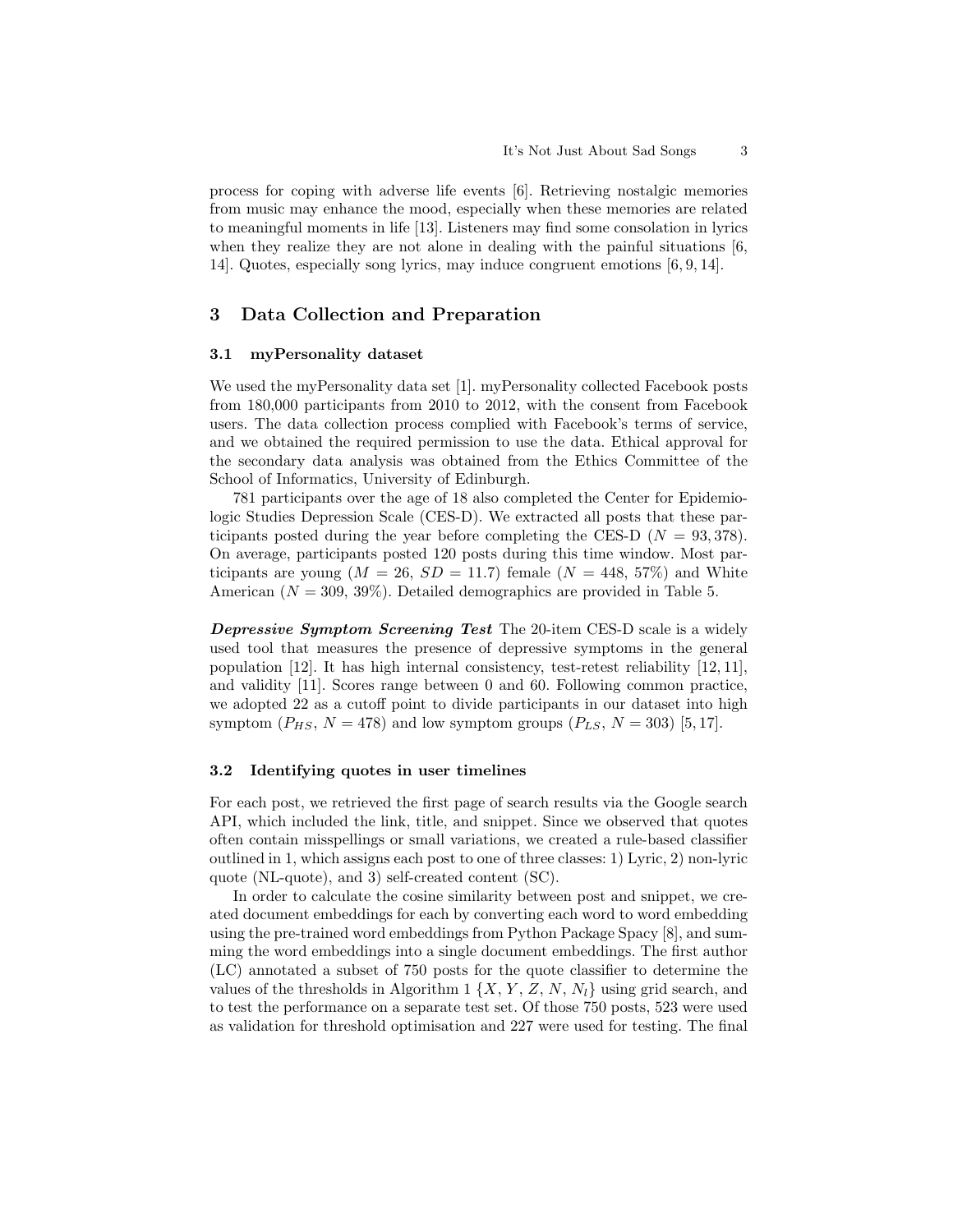process for coping with adverse life events [6]. Retrieving nostalgic memories from music may enhance the mood, especially when these memories are related to meaningful moments in life [13]. Listeners may find some consolation in lyrics when they realize they are not alone in dealing with the painful situations [6, 14]. Quotes, especially song lyrics, may induce congruent emotions [6, 9, 14].

## 3 Data Collection and Preparation

### 3.1 myPersonality dataset

We used the myPersonality data set [1]. myPersonality collected Facebook posts from 180,000 participants from 2010 to 2012, with the consent from Facebook users. The data collection process complied with Facebook's terms of service, and we obtained the required permission to use the data. Ethical approval for the secondary data analysis was obtained from the Ethics Committee of the School of Informatics, University of Edinburgh.

781 participants over the age of 18 also completed the Center for Epidemiologic Studies Depression Scale (CES-D). We extracted all posts that these participants posted during the year before completing the CES-D ($N = 93,378$). On average, participants posted 120 posts during this time window. Most participants are young ($M = 26$, $SD = 11.7$) female ($N = 448$, 57%) and White American ($N = 309$, 39%). Detailed demographics are provided in Table 5.

***Depressive Symptom Screening Test*** The 20-item CES-D scale is a widely used tool that measures the presence of depressive symptoms in the general population [12]. It has high internal consistency, test-retest reliability [12, 11], and validity [11]. Scores range between 0 and 60. Following common practice, we adopted 22 as a cutoff point to divide participants in our dataset into high symptom ($P_{HS}$, $N = 478$) and low symptom groups ($P_{LS}$, $N = 303$) [5, 17].

### 3.2 Identifying quotes in user timelines

For each post, we retrieved the first page of search results via the Google search API, which included the link, title, and snippet. Since we observed that quotes often contain misspellings or small variations, we created a rule-based classifier outlined in 1, which assigns each post to one of three classes: 1) Lyric, 2) non-lyric quote (NL-quote), and 3) self-created content (SC).

In order to calculate the cosine similarity between post and snippet, we created document embeddings for each by converting each word to word embedding using the pre-trained word embeddings from Python Package Spacy [8], and summing the word embeddings into a single document embeddings. The first author (LC) annotated a subset of 750 posts for the quote classifier to determine the values of the thresholds in Algorithm 1 $\{X, Y, Z, N, N_l\}$ using grid search, and to test the performance on a separate test set. Of those 750 posts, 523 were used as validation for threshold optimisation and 227 were used for testing. The final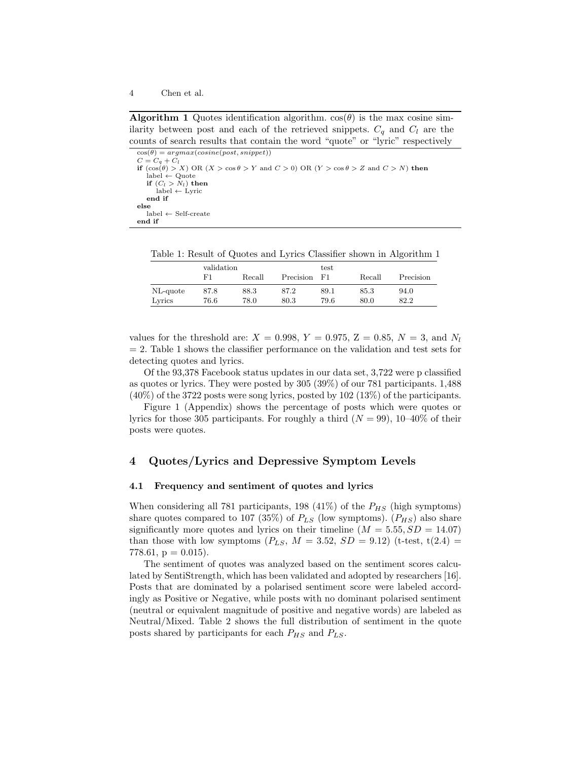**Algorithm 1** Quotes identification algorithm. $\cos(\theta)$ is the max cosine similarity between post and each of the retrieved snippets. $C_q$ and $C_l$ are the counts of search results that contain the word "quote" or "lyric" respectively

```
cos(θ) = argmax(cosine(post, snippet))
C = C_q + C_l
if (cos(θ) > X) OR (X > cos θ > Y and C > 0) OR (Y > cos θ > Z and C > N) then
    label ← Quote
    if (C_l > N_l) then
        label ← Lyric
    end if
else
    label ← Self-create
end if
```

Table 1: Result of Quotes and Lyrics Classifier shown in Algorithm 1

| | validation | | | test | | |
|---|---|---|---|---|---|---|
| | F1 | Recall | Precision | F1 | Recall | Precision |
| NL-quote | 87.8 | 88.3 | 87.2 | 89.1 | 85.3 | 94.0 |
| Lyrics | 76.6 | 78.0 | 80.3 | 79.6 | 80.0 | 82.2 |

values for the threshold are: $X = 0.998$, $Y = 0.975$, Z = 0.85, $N = 3$, and $N_l$ = 2. Table 1 shows the classifier performance on the validation and test sets for detecting quotes and lyrics.

Of the 93,378 Facebook status updates in our data set, 3,722 were p classified as quotes or lyrics. They were posted by 305 (39%) of our 781 participants. 1,488 (40%) of the 3722 posts were song lyrics, posted by 102 (13%) of the participants.

Figure 1 (Appendix) shows the percentage of posts which were quotes or lyrics for those 305 participants. For roughly a third ($N = 99$), 10–40% of their posts were quotes.

## 4 Quotes/Lyrics and Depressive Symptom Levels

### 4.1 Frequency and sentiment of quotes and lyrics

When considering all 781 participants, 198 (41%) of the $P_{HS}$ (high symptoms) share quotes compared to 107 (35%) of $P_{LS}$ (low symptoms). ($P_{HS}$) also share significantly more quotes and lyrics on their timeline ($M = 5.55, SD = 14.07$) than those with low symptoms ($P_{LS}$, $M = 3.52$, $SD = 9.12$) (t-test, t(2.4) = 778.61, p = 0.015).

The sentiment of quotes was analyzed based on the sentiment scores calculated by SentiStrength, which has been validated and adopted by researchers [16]. Posts that are dominated by a polarised sentiment score were labeled accordingly as Positive or Negative, while posts with no dominant polarised sentiment (neutral or equivalent magnitude of positive and negative words) are labeled as Neutral/Mixed. Table 2 shows the full distribution of sentiment in the quote posts shared by participants for each $P_{HS}$ and $P_{LS}$.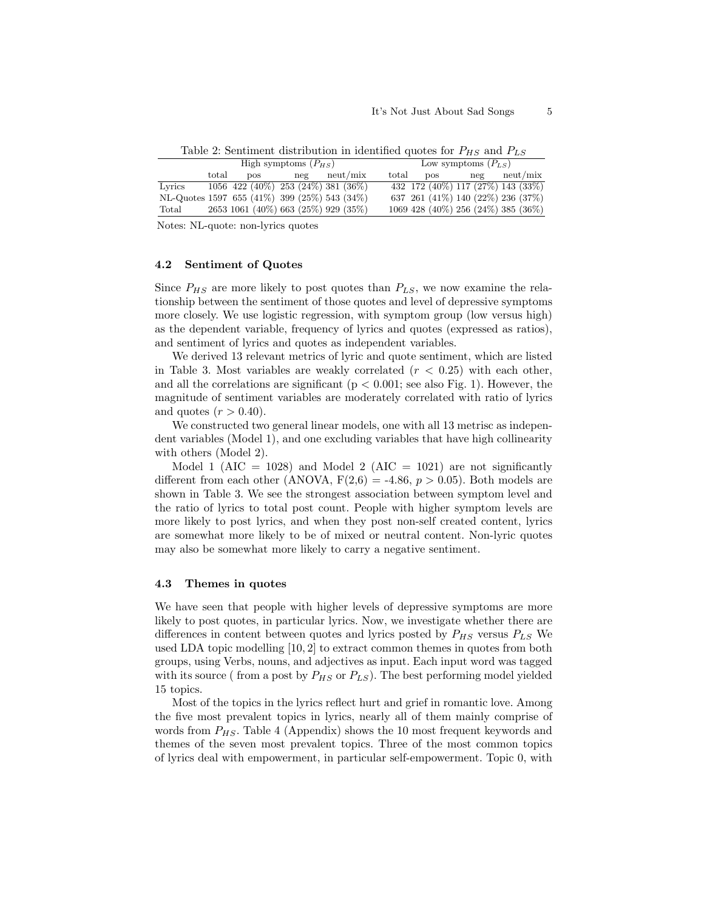Table 2: Sentiment distribution in identified quotes for $P_{HS}$ and $P_{LS}$

| | High symptoms ($P_{HS}$) | | | | Low symptoms ($P_{LS}$) | | | |
|---|---|---|---|---|---|---|---|---|
| | total | pos | neg | neut/mix | total | pos | neg | neut/mix |
| Lyrics | 1056 | 422 (40%) | 253 (24%) | 381 (36%) | 432 | 172 (40%) | 117 (27%) | 143 (33%) |
| NL-Quotes | 1597 | 655 (41%) | 399 (25%) | 543 (34%) | 637 | 261 (41%) | 140 (22%) | 236 (37%) |
| Total | 2653 | 1061 (40%) | 663 (25%) | 929 (35%) | 1069 | 428 (40%) | 256 (24%) | 385 (36%) |

Notes: NL-quote: non-lyrics quotes

### 4.2 Sentiment of Quotes

Since $P_{HS}$ are more likely to post quotes than $P_{LS}$, we now examine the relationship between the sentiment of those quotes and level of depressive symptoms more closely. We use logistic regression, with symptom group (low versus high) as the dependent variable, frequency of lyrics and quotes (expressed as ratios), and sentiment of lyrics and quotes as independent variables.

We derived 13 relevant metrics of lyric and quote sentiment, which are listed in Table 3. Most variables are weakly correlated ($r < 0.25$) with each other, and all the correlations are significant ($p < 0.001$; see also Fig. 1). However, the magnitude of sentiment variables are moderately correlated with ratio of lyrics and quotes ($r > 0.40$).

We constructed two general linear models, one with all 13 metrisc as independent variables (Model 1), and one excluding variables that have high collinearity with others (Model 2).

Model 1 (AIC = 1028) and Model 2 (AIC = 1021) are not significantly different from each other (ANOVA, $F(2,6) = -4.86$, $p > 0.05$). Both models are shown in Table 3. We see the strongest association between symptom level and the ratio of lyrics to total post count. People with higher symptom levels are more likely to post lyrics, and when they post non-self created content, lyrics are somewhat more likely to be of mixed or neutral content. Non-lyric quotes may also be somewhat more likely to carry a negative sentiment.

### 4.3 Themes in quotes

We have seen that people with higher levels of depressive symptoms are more likely to post quotes, in particular lyrics. Now, we investigate whether there are differences in content between quotes and lyrics posted by $P_{HS}$ versus $P_{LS}$ We used LDA topic modelling [10, 2] to extract common themes in quotes from both groups, using Verbs, nouns, and adjectives as input. Each input word was tagged with its source ( from a post by $P_{HS}$ or $P_{LS}$). The best performing model yielded 15 topics.

Most of the topics in the lyrics reflect hurt and grief in romantic love. Among the five most prevalent topics in lyrics, nearly all of them mainly comprise of words from $P_{HS}$. Table 4 (Appendix) shows the 10 most frequent keywords and themes of the seven most prevalent topics. Three of the most common topics of lyrics deal with empowerment, in particular self-empowerment. Topic 0, with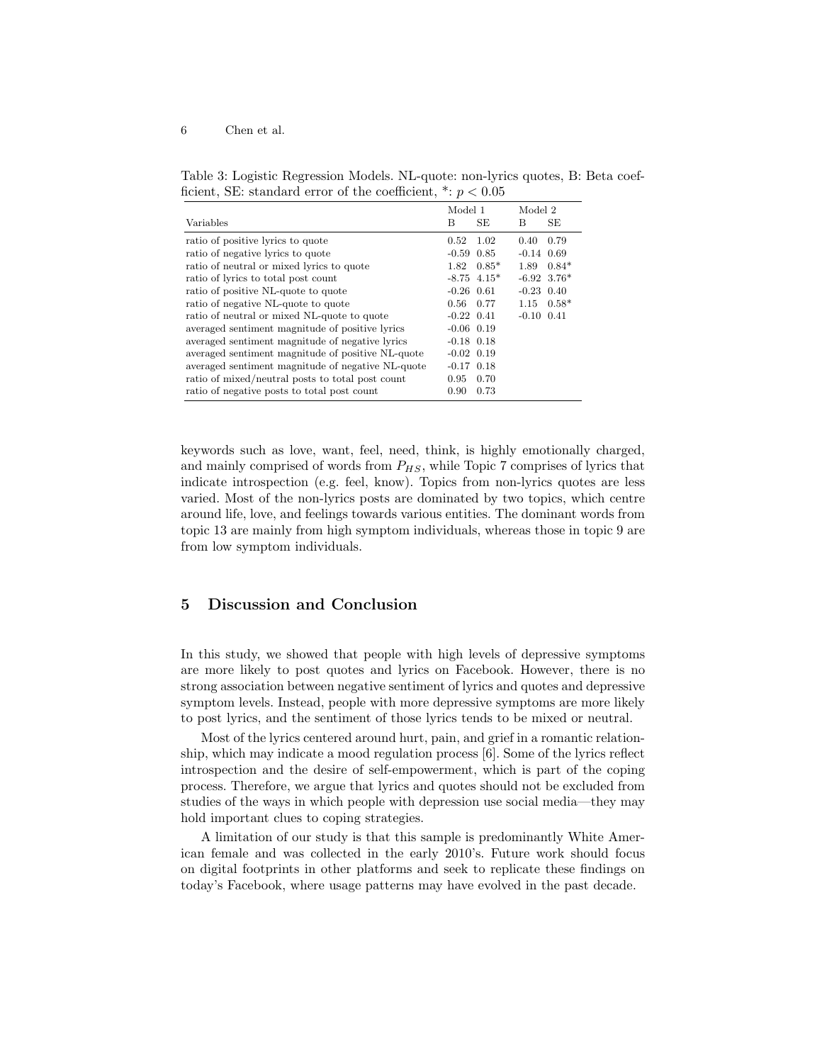Table 3: Logistic Regression Models. NL-quote: non-lyrics quotes, B: Beta coefficient, SE: standard error of the coefficient, *: $p < 0.05$

| Variables | Model 1 | | Model 2 | |
|---|---|---|---|---|
| | B | SE | B | SE |
| ratio of positive lyrics to quote | 0.52 | 1.02 | 0.40 | 0.79 |
| ratio of negative lyrics to quote | -0.59 | 0.85 | -0.14 | 0.69 |
| ratio of neutral or mixed lyrics to quote | 1.82 | 0.85* | 1.89 | 0.84* |
| ratio of lyrics to total post count | -8.75 | 4.15* | -6.92 | 3.76* |
| ratio of positive NL-quote to quote | -0.26 | 0.61 | -0.23 | 0.40 |
| ratio of negative NL-quote to quote | 0.56 | 0.77 | 1.15 | 0.58* |
| ratio of neutral or mixed NL-quote to quote | -0.22 | 0.41 | -0.10 | 0.41 |
| averaged sentiment magnitude of positive lyrics | -0.06 | 0.19 | | |
| averaged sentiment magnitude of negative lyrics | -0.18 | 0.18 | | |
| averaged sentiment magnitude of positive NL-quote | -0.02 | 0.19 | | |
| averaged sentiment magnitude of negative NL-quote | -0.17 | 0.18 | | |
| ratio of mixed/neutral posts to total post count | 0.95 | 0.70 | | |
| ratio of negative posts to total post count | 0.90 | 0.73 | | |

keywords such as love, want, feel, need, think, is highly emotionally charged, and mainly comprised of words from $P_{HS}$, while Topic 7 comprises of lyrics that indicate introspection (e.g. feel, know). Topics from non-lyrics quotes are less varied. Most of the non-lyrics posts are dominated by two topics, which centre around life, love, and feelings towards various entities. The dominant words from topic 13 are mainly from high symptom individuals, whereas those in topic 9 are from low symptom individuals.

## 5 Discussion and Conclusion

In this study, we showed that people with high levels of depressive symptoms are more likely to post quotes and lyrics on Facebook. However, there is no strong association between negative sentiment of lyrics and quotes and depressive symptom levels. Instead, people with more depressive symptoms are more likely to post lyrics, and the sentiment of those lyrics tends to be mixed or neutral.

Most of the lyrics centered around hurt, pain, and grief in a romantic relationship, which may indicate a mood regulation process [6]. Some of the lyrics reflect introspection and the desire of self-empowerment, which is part of the coping process. Therefore, we argue that lyrics and quotes should not be excluded from studies of the ways in which people with depression use social media—they may hold important clues to coping strategies.

A limitation of our study is that this sample is predominantly White American female and was collected in the early 2010's. Future work should focus on digital footprints in other platforms and seek to replicate these findings on today's Facebook, where usage patterns may have evolved in the past decade.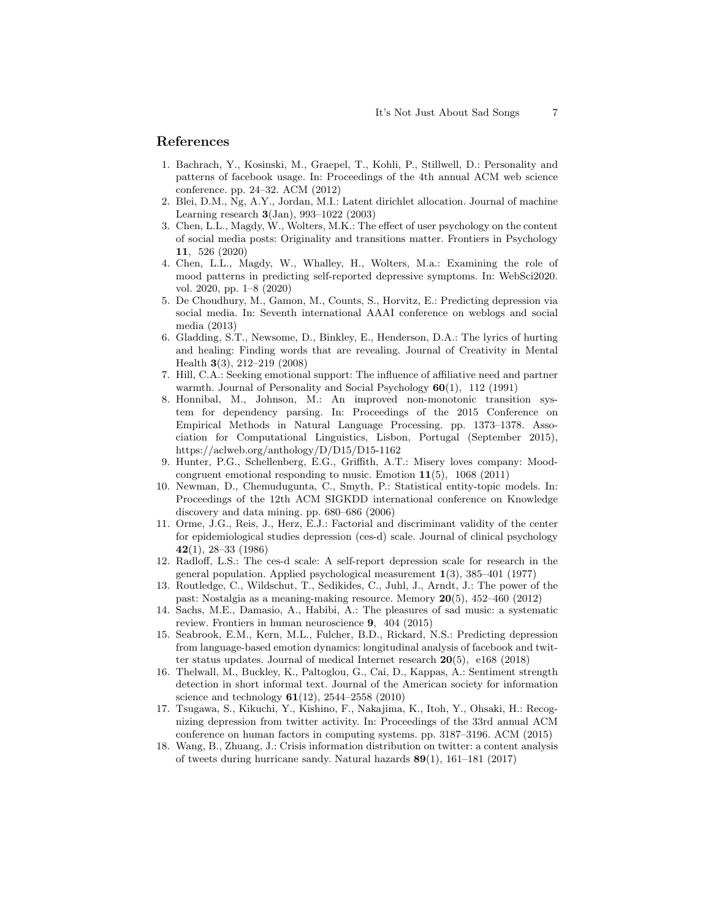## References

1. Bachrach, Y., Kosinski, M., Graepel, T., Kohli, P., Stillwell, D.: Personality and patterns of facebook usage. In: Proceedings of the 4th annual ACM web science conference. pp. 24–32. ACM (2012)
2. Blei, D.M., Ng, A.Y., Jordan, M.I.: Latent dirichlet allocation. Journal of machine Learning research **3**(Jan), 993–1022 (2003)
3. Chen, L.L., Magdy, W., Wolters, M.K.: The effect of user psychology on the content of social media posts: Originality and transitions matter. Frontiers in Psychology **11**, 526 (2020)
4. Chen, L.L., Magdy, W., Whalley, H., Wolters, M.a.: Examining the role of mood patterns in predicting self-reported depressive symptoms. In: WebSci2020. vol. 2020, pp. 1–8 (2020)
5. De Choudhury, M., Gamon, M., Counts, S., Horvitz, E.: Predicting depression via social media. In: Seventh international AAAI conference on weblogs and social media (2013)
6. Gladding, S.T., Newsome, D., Binkley, E., Henderson, D.A.: The lyrics of hurting and healing: Finding words that are revealing. Journal of Creativity in Mental Health **3**(3), 212–219 (2008)
7. Hill, C.A.: Seeking emotional support: The influence of affiliative need and partner warmth. Journal of Personality and Social Psychology **60**(1), 112 (1991)
8. Honnibal, M., Johnson, M.: An improved non-monotonic transition system for dependency parsing. In: Proceedings of the 2015 Conference on Empirical Methods in Natural Language Processing. pp. 1373–1378. Association for Computational Linguistics, Lisbon, Portugal (September 2015), https://aclweb.org/anthology/D/D15/D15-1162
9. Hunter, P.G., Schellenberg, E.G., Griffith, A.T.: Misery loves company: Mood-congruent emotional responding to music. Emotion **11**(5), 1068 (2011)
10. Newman, D., Chemudugunta, C., Smyth, P.: Statistical entity-topic models. In: Proceedings of the 12th ACM SIGKDD international conference on Knowledge discovery and data mining. pp. 680–686 (2006)
11. Orme, J.G., Reis, J., Herz, E.J.: Factorial and discriminant validity of the center for epidemiological studies depression (ces-d) scale. Journal of clinical psychology **42**(1), 28–33 (1986)
12. Radloff, L.S.: The ces-d scale: A self-report depression scale for research in the general population. Applied psychological measurement **1**(3), 385–401 (1977)
13. Routledge, C., Wildschut, T., Sedikides, C., Juhl, J., Arndt, J.: The power of the past: Nostalgia as a meaning-making resource. Memory **20**(5), 452–460 (2012)
14. Sachs, M.E., Damasio, A., Habibi, A.: The pleasures of sad music: a systematic review. Frontiers in human neuroscience **9**, 404 (2015)
15. Seabrook, E.M., Kern, M.L., Fulcher, B.D., Rickard, N.S.: Predicting depression from language-based emotion dynamics: longitudinal analysis of facebook and twitter status updates. Journal of medical Internet research **20**(5), e168 (2018)
16. Thelwall, M., Buckley, K., Paltoglou, G., Cai, D., Kappas, A.: Sentiment strength detection in short informal text. Journal of the American society for information science and technology **61**(12), 2544–2558 (2010)
17. Tsugawa, S., Kikuchi, Y., Kishino, F., Nakajima, K., Itoh, Y., Ohsaki, H.: Recognizing depression from twitter activity. In: Proceedings of the 33rd annual ACM conference on human factors in computing systems. pp. 3187–3196. ACM (2015)
18. Wang, B., Zhuang, J.: Crisis information distribution on twitter: a content analysis of tweets during hurricane sandy. Natural hazards **89**(1), 161–181 (2017)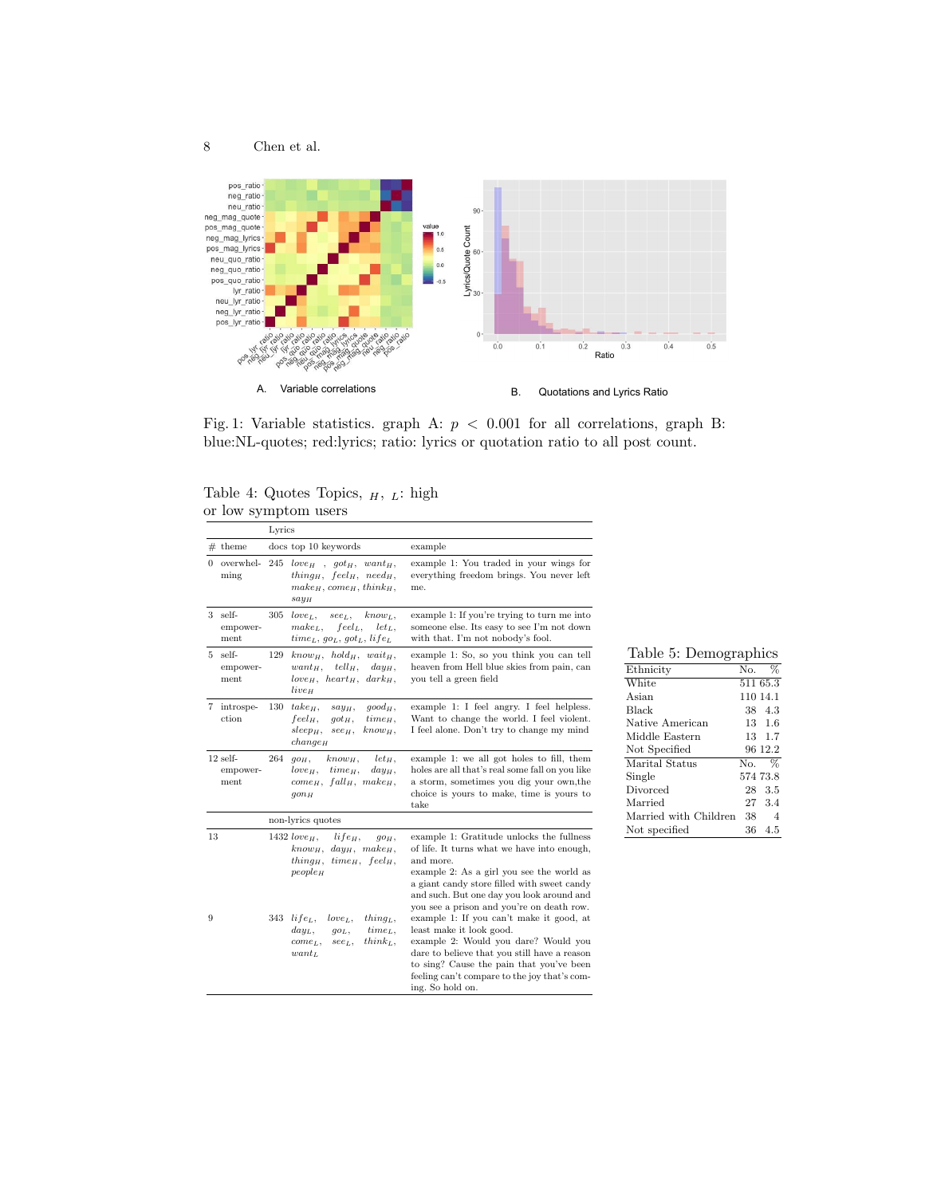pos_ratio
neg_ratio
neu_ratio
neg_mag_quote
pos_mag_quote
neg_mag_lyrics
pos_mag_lyrics
neu_quo_ratio
neg_quo_ratio
pos_quo_ratio
lyr_ratio
neu_lyr_ratio
neg_lyr_ratio
pos_lyr_ratio

value
1.0
0.5
0.0
-0.5

A. Variable correlations

Lyrics/Quote Count
90
60
30
0
0.0 0.1 0.2 0.3 0.4 0.5
Ratio

B. Quotations and Lyrics Ratio

Fig. 1: Variable statistics. graph A: $p < 0.001$ for all correlations, graph B: blue:NL-quotes; red:lyrics; ratio: lyrics or quotation ratio to all post count.

Table 4: Quotes Topics, $_H$, $_L$: high or low symptom users

| # | theme | docs | top 10 keywords | example |
|---|---|---|---|---|
| | | **Lyrics** | | |
| 0 | overwhelming | 245 | $love_H$, $got_H$, $want_H$, $thing_H$, $feel_H$, $need_H$, $make_H$, $come_H$, $think_H$, $say_H$ | example 1: You traded in your wings for everything freedom brings. You never left me. |
| 3 | self-empowerment | 305 | $love_L$, $see_L$, $know_L$, $make_L$, $feel_L$, $let_L$, $time_L$, $go_L$, $got_L$, $life_L$ | example 1: If you're trying to turn me into someone else. Its easy to see I'm not down with that. I'm not nobody's fool. |
| 5 | self-empowerment | 129 | $know_H$, $hold_H$, $wait_H$, $want_H$, $tell_H$, $day_H$, $love_H$, $heart_H$, $dark_H$, $live_H$ | example 1: So, so you think you can tell heaven from Hell blue skies from pain, can you tell a green field |
| 7 | introspection | 130 | $take_H$, $say_H$, $good_H$, $feel_H$, $got_H$, $time_H$, $sleep_H$, $see_H$, $know_H$, $change_H$ | example 1: I feel angry. I feel helpless. Want to change the world. I feel violent. I feel alone. Don't try to change my mind |
| 12 | self-empowerment | 264 | $go_H$, $know_H$, $let_H$, $love_H$, $time_H$, $day_H$, $come_H$, $fall_H$, $make_H$, $gon_H$ | example 1: we all got holes to fill, them holes are all that's real some fall on you like a storm, sometimes you dig your own,the choice is yours to make, time is yours to take |
| | | **non-lyrics quotes** | | |
| 13 | | 1432 | $love_H$, $life_H$, $go_H$, $know_H$, $day_H$, $make_H$, $thing_H$, $time_H$, $feel_H$, $people_H$ | example 1: Gratitude unlocks the fullness of life. It turns what we have into enough, and more. example 2: As a girl you see the world as a giant candy store filled with sweet candy and such. But one day you look around and you see a prison and you're on death row. |
| 9 | | 343 | $life_L$, $love_L$, $thing_L$, $day_L$, $go_L$, $time_L$, $come_L$, $see_L$, $think_L$, $want_L$ | example 1: If you can't make it good, at least make it look good. example 2: Would you dare? Would you dare to believe that you still have a reason to sing? Cause the pain that you've been feeling can't compare to the joy that's coming. So hold on. |

Table 5: Demographics

| Ethnicity | No. | % |
|---|---|---|
| White | 511 | 65.3 |
| Asian | 110 | 14.1 |
| Black | 38 | 4.3 |
| Native American | 13 | 1.6 |
| Middle Eastern | 13 | 1.7 |
| Not Specified | 96 | 12.2 |
| **Marital Status** | **No.** | **%** |
| Single | 574 | 73.8 |
| Divorced | 28 | 3.5 |
| Married | 27 | 3.4 |
| Married with Children | 38 | 4 |
| Not specified | 36 | 4.5 |